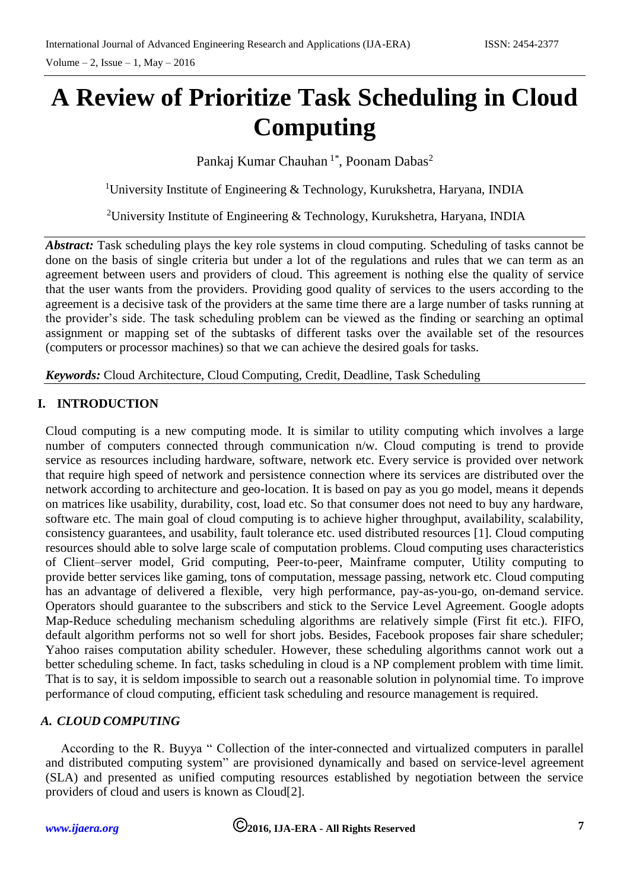# A Review of Prioritize Task Scheduling in Cloud Computing

Pankaj Kumar Chauhan [1*], Poonam Dabas[2]

[1]University Institute of Engineering & Technology, Kurukshetra, Haryana, INDIA

[2]University Institute of Engineering & Technology, Kurukshetra, Haryana, INDIA

***Abstract:*** Task scheduling plays the key role systems in cloud computing. Scheduling of tasks cannot be done on the basis of single criteria but under a lot of the regulations and rules that we can term as an agreement between users and providers of cloud. This agreement is nothing else the quality of service that the user wants from the providers. Providing good quality of services to the users according to the agreement is a decisive task of the providers at the same time there are a large number of tasks running at the provider's side. The task scheduling problem can be viewed as the finding or searching an optimal assignment or mapping set of the subtasks of different tasks over the available set of the resources (computers or processor machines) so that we can achieve the desired goals for tasks.

***Keywords:*** Cloud Architecture, Cloud Computing, Credit, Deadline, Task Scheduling

## I. INTRODUCTION

Cloud computing is a new computing mode. It is similar to utility computing which involves a large number of computers connected through communication n/w. Cloud computing is trend to provide service as resources including hardware, software, network etc. Every service is provided over network that require high speed of network and persistence connection where its services are distributed over the network according to architecture and geo-location. It is based on pay as you go model, means it depends on matrices like usability, durability, cost, load etc. So that consumer does not need to buy any hardware, software etc. The main goal of cloud computing is to achieve higher throughput, availability, scalability, consistency guarantees, and usability, fault tolerance etc. used distributed resources [1]. Cloud computing resources should able to solve large scale of computation problems. Cloud computing uses characteristics of Client–server model, Grid computing, Peer-to-peer, Mainframe computer, Utility computing to provide better services like gaming, tons of computation, message passing, network etc. Cloud computing has an advantage of delivered a flexible, very high performance, pay-as-you-go, on-demand service. Operators should guarantee to the subscribers and stick to the Service Level Agreement. Google adopts Map-Reduce scheduling mechanism scheduling algorithms are relatively simple (First fit etc.). FIFO, default algorithm performs not so well for short jobs. Besides, Facebook proposes fair share scheduler; Yahoo raises computation ability scheduler. However, these scheduling algorithms cannot work out a better scheduling scheme. In fact, tasks scheduling in cloud is a NP complement problem with time limit. That is to say, it is seldom impossible to search out a reasonable solution in polynomial time. To improve performance of cloud computing, efficient task scheduling and resource management is required.

### *A. CLOUD COMPUTING*

According to the R. Buyya " Collection of the inter-connected and virtualized computers in parallel and distributed computing system" are provisioned dynamically and based on service-level agreement (SLA) and presented as unified computing resources established by negotiation between the service providers of cloud and users is known as Cloud[2].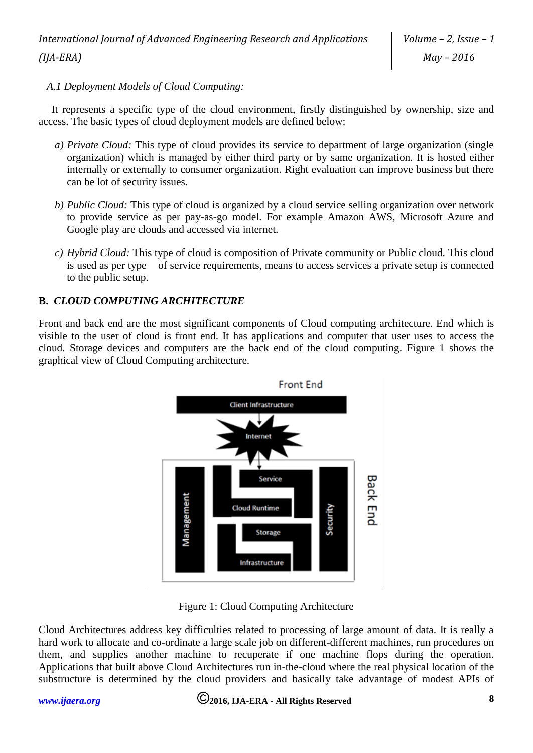*A.1 Deployment Models of Cloud Computing:*

It represents a specific type of the cloud environment, firstly distinguished by ownership, size and access. The basic types of cloud deployment models are defined below:

a) *Private Cloud:* This type of cloud provides its service to department of large organization (single organization) which is managed by either third party or by same organization. It is hosted either internally or externally to consumer organization. Right evaluation can improve business but there can be lot of security issues.

b) *Public Cloud:* This type of cloud is organized by a cloud service selling organization over network to provide service as per pay-as-go model. For example Amazon AWS, Microsoft Azure and Google play are clouds and accessed via internet.

c) *Hybrid Cloud:* This type of cloud is composition of Private community or Public cloud. This cloud is used as per type of service requirements, means to access services a private setup is connected to the public setup.

## B. *CLOUD COMPUTING ARCHITECTURE*

Front and back end are the most significant components of Cloud computing architecture. End which is visible to the user of cloud is front end. It has applications and computer that user uses to access the cloud. Storage devices and computers are the back end of the cloud computing. Figure 1 shows the graphical view of Cloud Computing architecture.

Figure 1: Cloud Computing Architecture

Cloud Architectures address key difficulties related to processing of large amount of data. It is really a hard work to allocate and co-ordinate a large scale job on different-different machines, run procedures on them, and supplies another machine to recuperate if one machine flops during the operation. Applications that built above Cloud Architectures run in-the-cloud where the real physical location of the substructure is determined by the cloud providers and basically take advantage of modest APIs of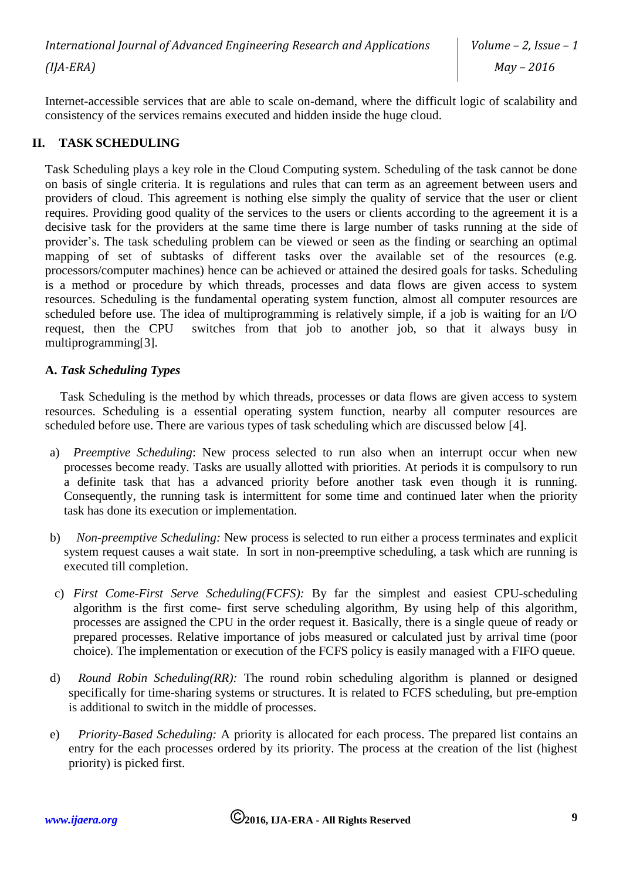Internet-accessible services that are able to scale on-demand, where the difficult logic of scalability and consistency of the services remains executed and hidden inside the huge cloud.

## II. TASK SCHEDULING

Task Scheduling plays a key role in the Cloud Computing system. Scheduling of the task cannot be done on basis of single criteria. It is regulations and rules that can term as an agreement between users and providers of cloud. This agreement is nothing else simply the quality of service that the user or client requires. Providing good quality of the services to the users or clients according to the agreement it is a decisive task for the providers at the same time there is large number of tasks running at the side of provider's. The task scheduling problem can be viewed or seen as the finding or searching an optimal mapping of set of subtasks of different tasks over the available set of the resources (e.g. processors/computer machines) hence can be achieved or attained the desired goals for tasks. Scheduling is a method or procedure by which threads, processes and data flows are given access to system resources. Scheduling is the fundamental operating system function, almost all computer resources are scheduled before use. The idea of multiprogramming is relatively simple, if a job is waiting for an I/O request, then the CPU switches from that job to another job, so that it always busy in multiprogramming[3].

### A. *Task Scheduling Types*

Task Scheduling is the method by which threads, processes or data flows are given access to system resources. Scheduling is a essential operating system function, nearby all computer resources are scheduled before use. There are various types of task scheduling which are discussed below [4].

a) *Preemptive Scheduling*: New process selected to run also when an interrupt occur when new processes become ready. Tasks are usually allotted with priorities. At periods it is compulsory to run a definite task that has a advanced priority before another task even though it is running. Consequently, the running task is intermittent for some time and continued later when the priority task has done its execution or implementation.

b) *Non-preemptive Scheduling:* New process is selected to run either a process terminates and explicit system request causes a wait state. In sort in non-preemptive scheduling, a task which are running is executed till completion.

c) *First Come-First Serve Scheduling(FCFS):* By far the simplest and easiest CPU-scheduling algorithm is the first come- first serve scheduling algorithm, By using help of this algorithm, processes are assigned the CPU in the order request it. Basically, there is a single queue of ready or prepared processes. Relative importance of jobs measured or calculated just by arrival time (poor choice). The implementation or execution of the FCFS policy is easily managed with a FIFO queue.

d) *Round Robin Scheduling(RR):* The round robin scheduling algorithm is planned or designed specifically for time-sharing systems or structures. It is related to FCFS scheduling, but pre-emption is additional to switch in the middle of processes.

e) *Priority-Based Scheduling:* A priority is allocated for each process. The prepared list contains an entry for the each processes ordered by its priority. The process at the creation of the list (highest priority) is picked first.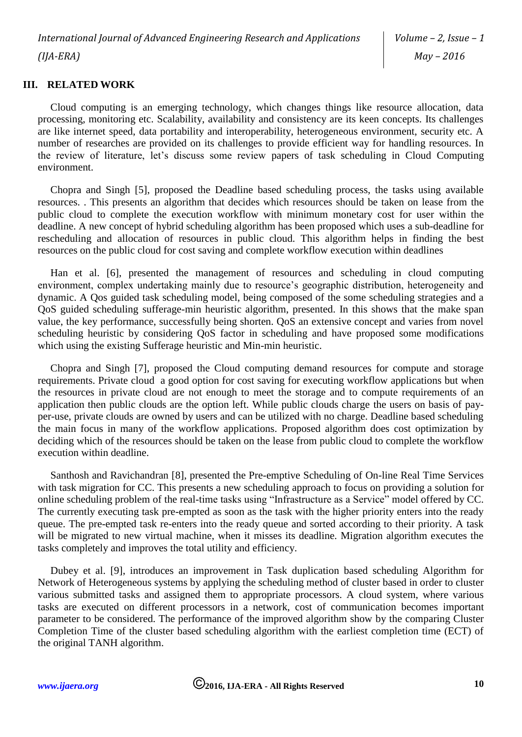## III. RELATED WORK

Cloud computing is an emerging technology, which changes things like resource allocation, data processing, monitoring etc. Scalability, availability and consistency are its keen concepts. Its challenges are like internet speed, data portability and interoperability, heterogeneous environment, security etc. A number of researches are provided on its challenges to provide efficient way for handling resources. In the review of literature, let's discuss some review papers of task scheduling in Cloud Computing environment.

Chopra and Singh [5], proposed the Deadline based scheduling process, the tasks using available resources. . This presents an algorithm that decides which resources should be taken on lease from the public cloud to complete the execution workflow with minimum monetary cost for user within the deadline. A new concept of hybrid scheduling algorithm has been proposed which uses a sub-deadline for rescheduling and allocation of resources in public cloud. This algorithm helps in finding the best resources on the public cloud for cost saving and complete workflow execution within deadlines

Han et al. [6], presented the management of resources and scheduling in cloud computing environment, complex undertaking mainly due to resource's geographic distribution, heterogeneity and dynamic. A Qos guided task scheduling model, being composed of the some scheduling strategies and a QoS guided scheduling sufferage-min heuristic algorithm, presented. In this shows that the make span value, the key performance, successfully being shorten. QoS an extensive concept and varies from novel scheduling heuristic by considering QoS factor in scheduling and have proposed some modifications which using the existing Sufferage heuristic and Min-min heuristic.

Chopra and Singh [7], proposed the Cloud computing demand resources for compute and storage requirements. Private cloud a good option for cost saving for executing workflow applications but when the resources in private cloud are not enough to meet the storage and to compute requirements of an application then public clouds are the option left. While public clouds charge the users on basis of pay-per-use, private clouds are owned by users and can be utilized with no charge. Deadline based scheduling the main focus in many of the workflow applications. Proposed algorithm does cost optimization by deciding which of the resources should be taken on the lease from public cloud to complete the workflow execution within deadline.

Santhosh and Ravichandran [8], presented the Pre-emptive Scheduling of On-line Real Time Services with task migration for CC. This presents a new scheduling approach to focus on providing a solution for online scheduling problem of the real-time tasks using "Infrastructure as a Service" model offered by CC. The currently executing task pre-empted as soon as the task with the higher priority enters into the ready queue. The pre-empted task re-enters into the ready queue and sorted according to their priority. A task will be migrated to new virtual machine, when it misses its deadline. Migration algorithm executes the tasks completely and improves the total utility and efficiency.

Dubey et al. [9], introduces an improvement in Task duplication based scheduling Algorithm for Network of Heterogeneous systems by applying the scheduling method of cluster based in order to cluster various submitted tasks and assigned them to appropriate processors. A cloud system, where various tasks are executed on different processors in a network, cost of communication becomes important parameter to be considered. The performance of the improved algorithm show by the comparing Cluster Completion Time of the cluster based scheduling algorithm with the earliest completion time (ECT) of the original TANH algorithm.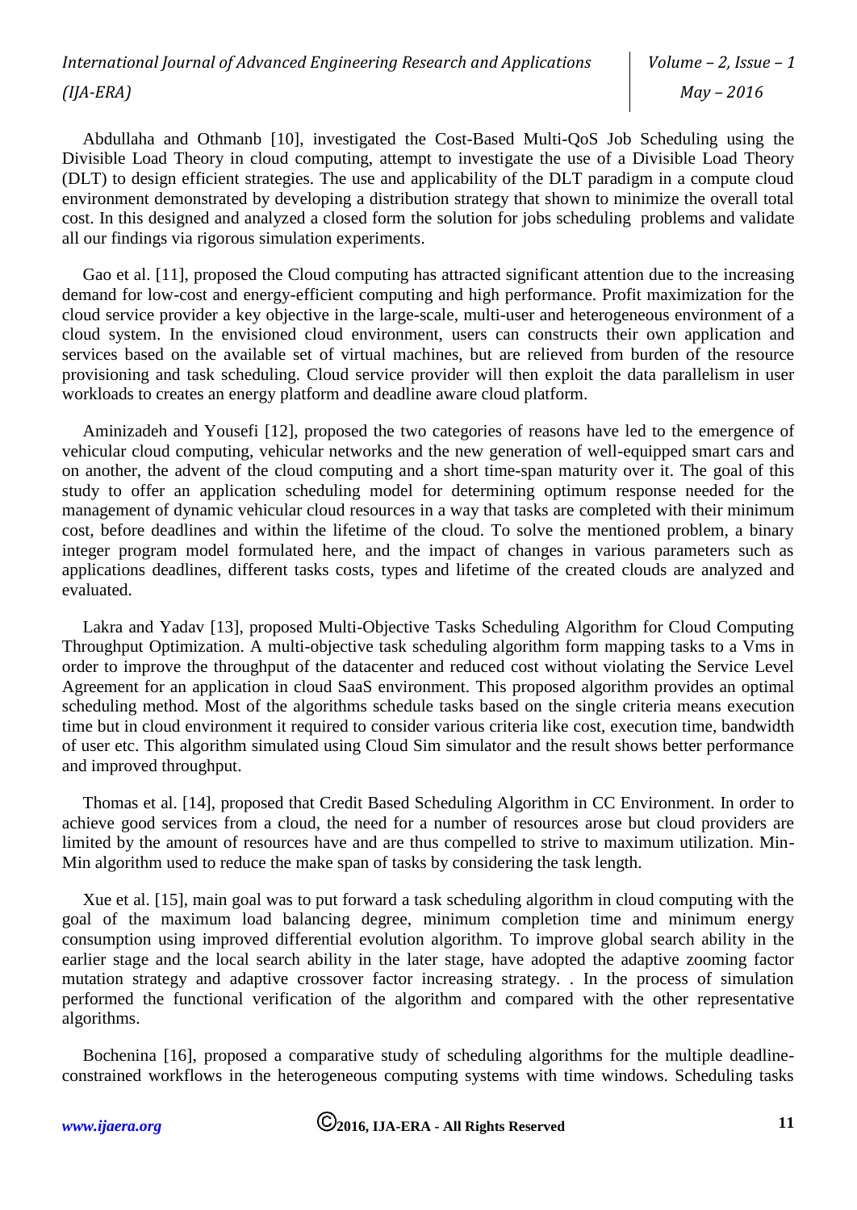Abdullaha and Othmanb [10], investigated the Cost-Based Multi-QoS Job Scheduling using the Divisible Load Theory in cloud computing, attempt to investigate the use of a Divisible Load Theory (DLT) to design efficient strategies. The use and applicability of the DLT paradigm in a compute cloud environment demonstrated by developing a distribution strategy that shown to minimize the overall total cost. In this designed and analyzed a closed form the solution for jobs scheduling problems and validate all our findings via rigorous simulation experiments.

Gao et al. [11], proposed the Cloud computing has attracted significant attention due to the increasing demand for low-cost and energy-efficient computing and high performance. Profit maximization for the cloud service provider a key objective in the large-scale, multi-user and heterogeneous environment of a cloud system. In the envisioned cloud environment, users can constructs their own application and services based on the available set of virtual machines, but are relieved from burden of the resource provisioning and task scheduling. Cloud service provider will then exploit the data parallelism in user workloads to creates an energy platform and deadline aware cloud platform.

Aminizadeh and Yousefi [12], proposed the two categories of reasons have led to the emergence of vehicular cloud computing, vehicular networks and the new generation of well-equipped smart cars and on another, the advent of the cloud computing and a short time-span maturity over it. The goal of this study to offer an application scheduling model for determining optimum response needed for the management of dynamic vehicular cloud resources in a way that tasks are completed with their minimum cost, before deadlines and within the lifetime of the cloud. To solve the mentioned problem, a binary integer program model formulated here, and the impact of changes in various parameters such as applications deadlines, different tasks costs, types and lifetime of the created clouds are analyzed and evaluated.

Lakra and Yadav [13], proposed Multi-Objective Tasks Scheduling Algorithm for Cloud Computing Throughput Optimization. A multi-objective task scheduling algorithm form mapping tasks to a Vms in order to improve the throughput of the datacenter and reduced cost without violating the Service Level Agreement for an application in cloud SaaS environment. This proposed algorithm provides an optimal scheduling method. Most of the algorithms schedule tasks based on the single criteria means execution time but in cloud environment it required to consider various criteria like cost, execution time, bandwidth of user etc. This algorithm simulated using Cloud Sim simulator and the result shows better performance and improved throughput.

Thomas et al. [14], proposed that Credit Based Scheduling Algorithm in CC Environment. In order to achieve good services from a cloud, the need for a number of resources arose but cloud providers are limited by the amount of resources have and are thus compelled to strive to maximum utilization. Min-Min algorithm used to reduce the make span of tasks by considering the task length.

Xue et al. [15], main goal was to put forward a task scheduling algorithm in cloud computing with the goal of the maximum load balancing degree, minimum completion time and minimum energy consumption using improved differential evolution algorithm. To improve global search ability in the earlier stage and the local search ability in the later stage, have adopted the adaptive zooming factor mutation strategy and adaptive crossover factor increasing strategy. . In the process of simulation performed the functional verification of the algorithm and compared with the other representative algorithms.

Bochenina [16], proposed a comparative study of scheduling algorithms for the multiple deadline-constrained workflows in the heterogeneous computing systems with time windows. Scheduling tasks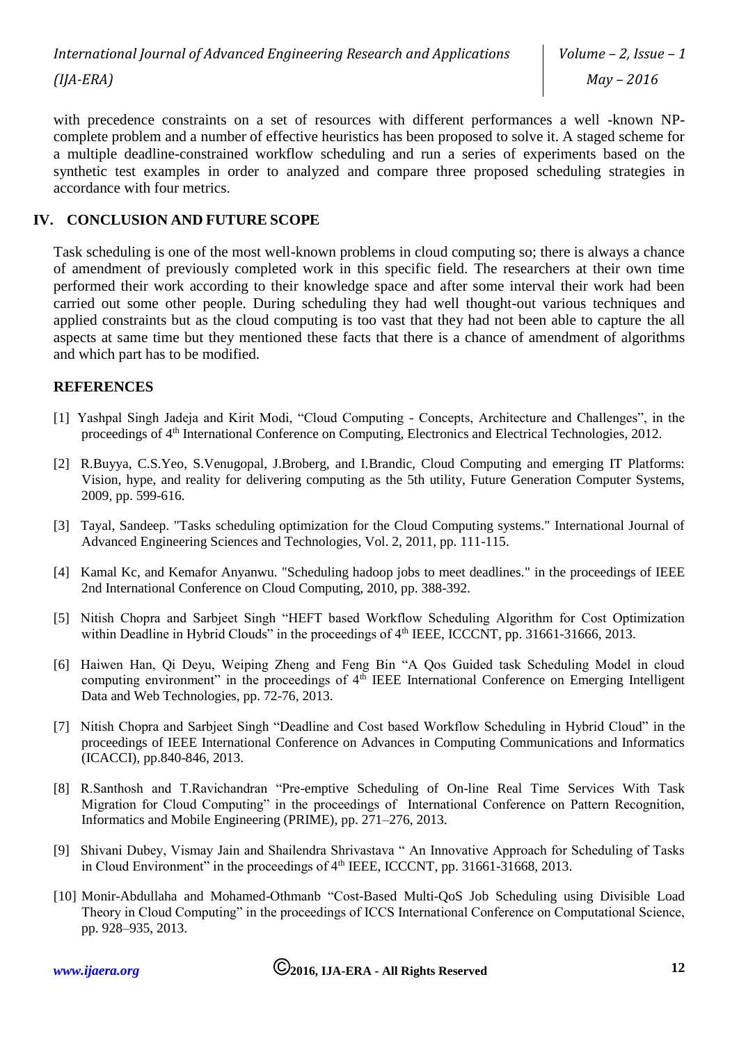with precedence constraints on a set of resources with different performances a well -known NP-complete problem and a number of effective heuristics has been proposed to solve it. A staged scheme for a multiple deadline-constrained workflow scheduling and run a series of experiments based on the synthetic test examples in order to analyzed and compare three proposed scheduling strategies in accordance with four metrics.

## IV. CONCLUSION AND FUTURE SCOPE

Task scheduling is one of the most well-known problems in cloud computing so; there is always a chance of amendment of previously completed work in this specific field. The researchers at their own time performed their work according to their knowledge space and after some interval their work had been carried out some other people. During scheduling they had well thought-out various techniques and applied constraints but as the cloud computing is too vast that they had not been able to capture the all aspects at same time but they mentioned these facts that there is a chance of amendment of algorithms and which part has to be modified.

## REFERENCES

[1] Yashpal Singh Jadeja and Kirit Modi, "Cloud Computing - Concepts, Architecture and Challenges", in the proceedings of 4th International Conference on Computing, Electronics and Electrical Technologies, 2012.

[2] R.Buyya, C.S.Yeo, S.Venugopal, J.Broberg, and I.Brandic, Cloud Computing and emerging IT Platforms: Vision, hype, and reality for delivering computing as the 5th utility, Future Generation Computer Systems, 2009, pp. 599-616.

[3] Tayal, Sandeep. "Tasks scheduling optimization for the Cloud Computing systems." International Journal of Advanced Engineering Sciences and Technologies, Vol. 2, 2011, pp. 111-115.

[4] Kamal Kc, and Kemafor Anyanwu. "Scheduling hadoop jobs to meet deadlines." in the proceedings of IEEE 2nd International Conference on Cloud Computing, 2010, pp. 388-392.

[5] Nitish Chopra and Sarbjeet Singh "HEFT based Workflow Scheduling Algorithm for Cost Optimization within Deadline in Hybrid Clouds" in the proceedings of 4th IEEE, ICCCNT, pp. 31661-31666, 2013.

[6] Haiwen Han, Qi Deyu, Weiping Zheng and Feng Bin "A Qos Guided task Scheduling Model in cloud computing environment" in the proceedings of 4th IEEE International Conference on Emerging Intelligent Data and Web Technologies, pp. 72-76, 2013.

[7] Nitish Chopra and Sarbjeet Singh "Deadline and Cost based Workflow Scheduling in Hybrid Cloud" in the proceedings of IEEE International Conference on Advances in Computing Communications and Informatics (ICACCI), pp.840-846, 2013.

[8] R.Santhosh and T.Ravichandran "Pre-emptive Scheduling of On-line Real Time Services With Task Migration for Cloud Computing" in the proceedings of International Conference on Pattern Recognition, Informatics and Mobile Engineering (PRIME), pp. 271–276, 2013.

[9] Shivani Dubey, Vismay Jain and Shailendra Shrivastava " An Innovative Approach for Scheduling of Tasks in Cloud Environment" in the proceedings of 4th IEEE, ICCCNT, pp. 31661-31668, 2013.

[10] Monir-Abdullaha and Mohamed-Othmanb "Cost-Based Multi-QoS Job Scheduling using Divisible Load Theory in Cloud Computing" in the proceedings of ICCS International Conference on Computational Science, pp. 928–935, 2013.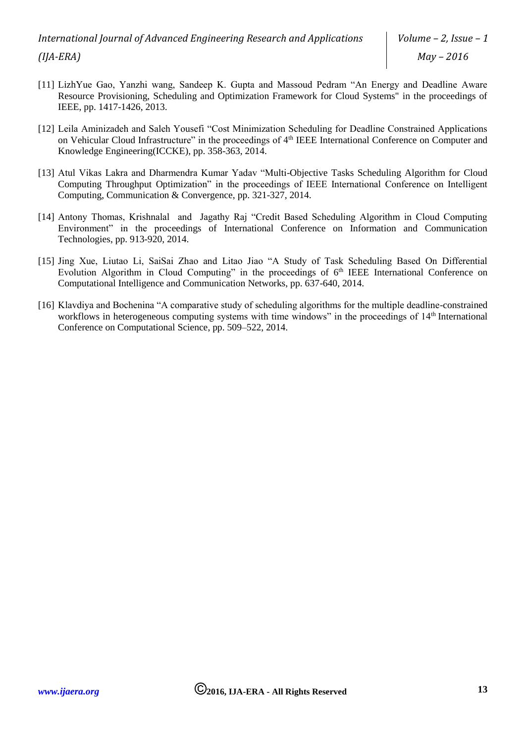[11] LizhYue Gao, Yanzhi wang, Sandeep K. Gupta and Massoud Pedram "An Energy and Deadline Aware Resource Provisioning, Scheduling and Optimization Framework for Cloud Systems" in the proceedings of IEEE, pp. 1417-1426, 2013.

[12] Leila Aminizadeh and Saleh Yousefi "Cost Minimization Scheduling for Deadline Constrained Applications on Vehicular Cloud Infrastructure" in the proceedings of 4th IEEE International Conference on Computer and Knowledge Engineering(ICCKE), pp. 358-363, 2014.

[13] Atul Vikas Lakra and Dharmendra Kumar Yadav "Multi-Objective Tasks Scheduling Algorithm for Cloud Computing Throughput Optimization" in the proceedings of IEEE International Conference on Intelligent Computing, Communication & Convergence, pp. 321-327, 2014.

[14] Antony Thomas, Krishnalal and Jagathy Raj "Credit Based Scheduling Algorithm in Cloud Computing Environment" in the proceedings of International Conference on Information and Communication Technologies, pp. 913-920, 2014.

[15] Jing Xue, Liutao Li, SaiSai Zhao and Litao Jiao "A Study of Task Scheduling Based On Differential Evolution Algorithm in Cloud Computing" in the proceedings of 6th IEEE International Conference on Computational Intelligence and Communication Networks, pp. 637-640, 2014.

[16] Klavdiya and Bochenina "A comparative study of scheduling algorithms for the multiple deadline-constrained workflows in heterogeneous computing systems with time windows" in the proceedings of 14th International Conference on Computational Science, pp. 509–522, 2014.